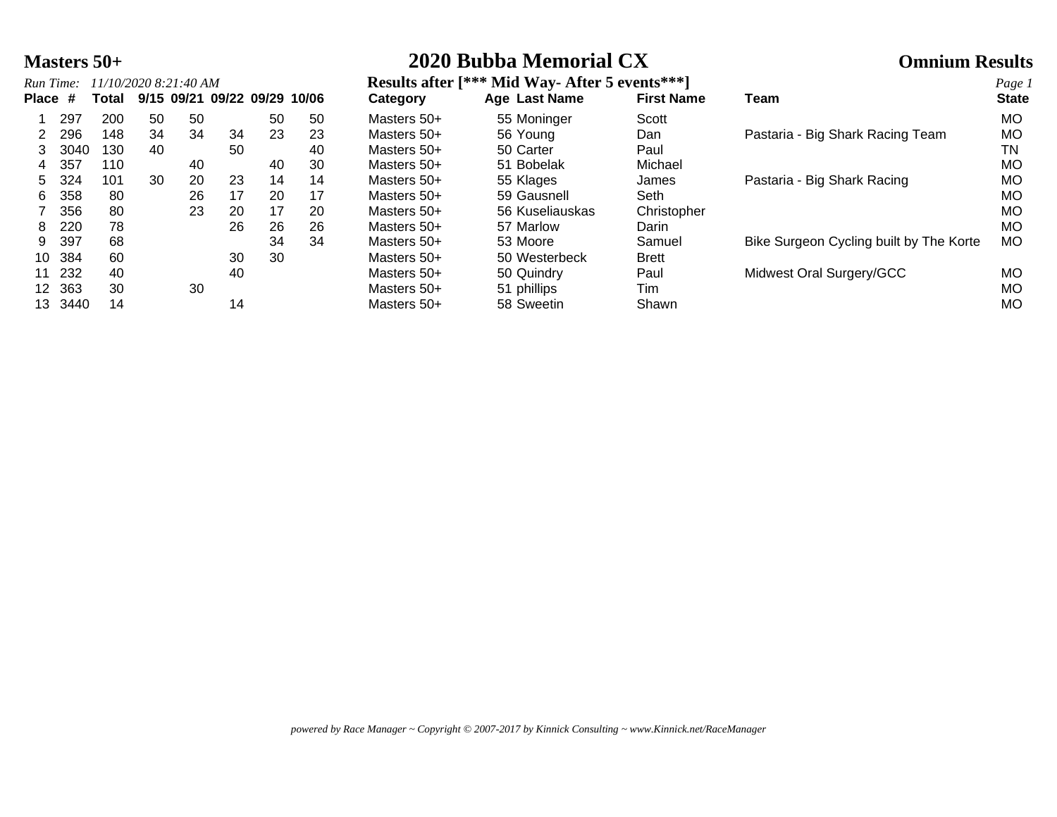# Masters 50+

# 2020 Bubba Memorial CX

## Omnium Results

*Run Time: 11/10/2020 8:21:40 AM*

**Results after [*** Mid Way- After 5 events***]**

| Place | # | Total | 9/15 | 09/21 | 09/22 | 09/29 | 10/06 | Category | Age | Last Name | First Name | Team | State |
|---|---|---|---|---|---|---|---|---|---|---|---|---|---|
| 1 | 297 | 200 | 50 | 50 | | 50 | 50 | Masters 50+ | 55 | Moninger | Scott | | MO |
| 2 | 296 | 148 | 34 | 34 | 34 | 23 | 23 | Masters 50+ | 56 | Young | Dan | Pastaria - Big Shark Racing Team | MO |
| 3 | 3040 | 130 | 40 | | 50 | | 40 | Masters 50+ | 50 | Carter | Paul | | TN |
| 4 | 357 | 110 | | 40 | | 40 | 30 | Masters 50+ | 51 | Bobelak | Michael | | MO |
| 5 | 324 | 101 | 30 | 20 | 23 | 14 | 14 | Masters 50+ | 55 | Klages | James | Pastaria - Big Shark Racing | MO |
| 6 | 358 | 80 | | 26 | 17 | 20 | 17 | Masters 50+ | 59 | Gausnell | Seth | | MO |
| 7 | 356 | 80 | | 23 | 20 | 17 | 20 | Masters 50+ | 56 | Kuseliauskas | Christopher | | MO |
| 8 | 220 | 78 | | | 26 | 26 | 26 | Masters 50+ | 57 | Marlow | Darin | | MO |
| 9 | 397 | 68 | | | | 34 | 34 | Masters 50+ | 53 | Moore | Samuel | Bike Surgeon Cycling built by The Korte | MO |
| 10 | 384 | 60 | | | 30 | 30 | | Masters 50+ | 50 | Westerbeck | Brett | | |
| 11 | 232 | 40 | | | 40 | | | Masters 50+ | 50 | Quindry | Paul | Midwest Oral Surgery/GCC | MO |
| 12 | 363 | 30 | | 30 | | | | Masters 50+ | 51 | phillips | Tim | | MO |
| 13 | 3440 | 14 | | | 14 | | | Masters 50+ | 58 | Sweetin | Shawn | | MO |

*powered by Race Manager ~ Copyright © 2007-2017 by Kinnick Consulting ~ www.Kinnick.net/RaceManager*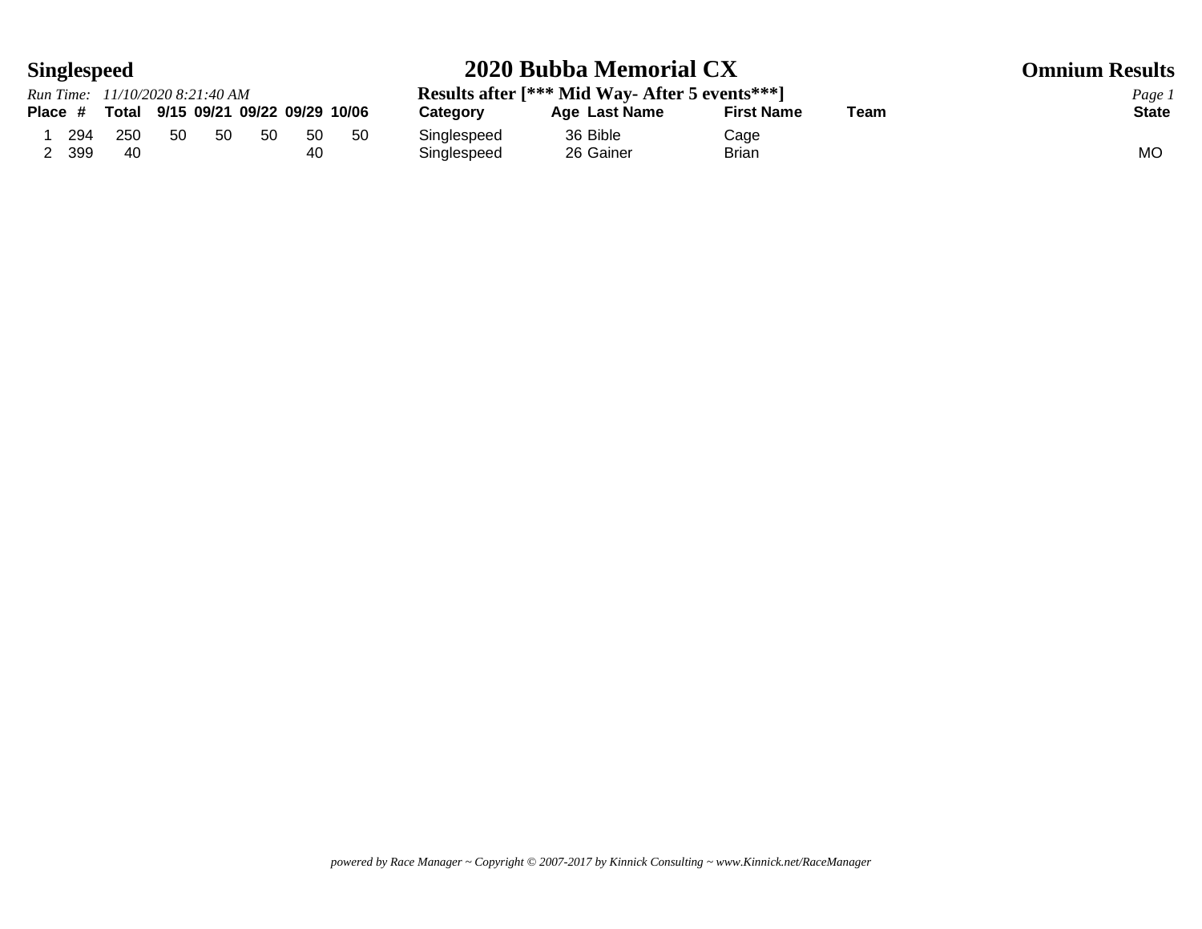# 2020 Bubba Memorial CX

**Singlespeed**

**Omnium Results**

*Run Time: 11/10/2020 8:21:40 AM*

**Results after [*** Mid Way- After 5 events***]**

| Place | # | Total | 9/15 | 09/21 | 09/22 | 09/29 | 10/06 | Category | Age | Last Name | First Name | Team | State |
|---|---|---|---|---|---|---|---|---|---|---|---|---|---|
| 1 | 294 | 250 | 50 | 50 | 50 | 50 | 50 | Singlespeed | 36 | Bible | Cage | | |
| 2 | 399 | 40 | | | | 40 | | Singlespeed | 26 | Gainer | Brian | | MO |

*powered by Race Manager ~ Copyright © 2007-2017 by Kinnick Consulting ~ www.Kinnick.net/RaceManager*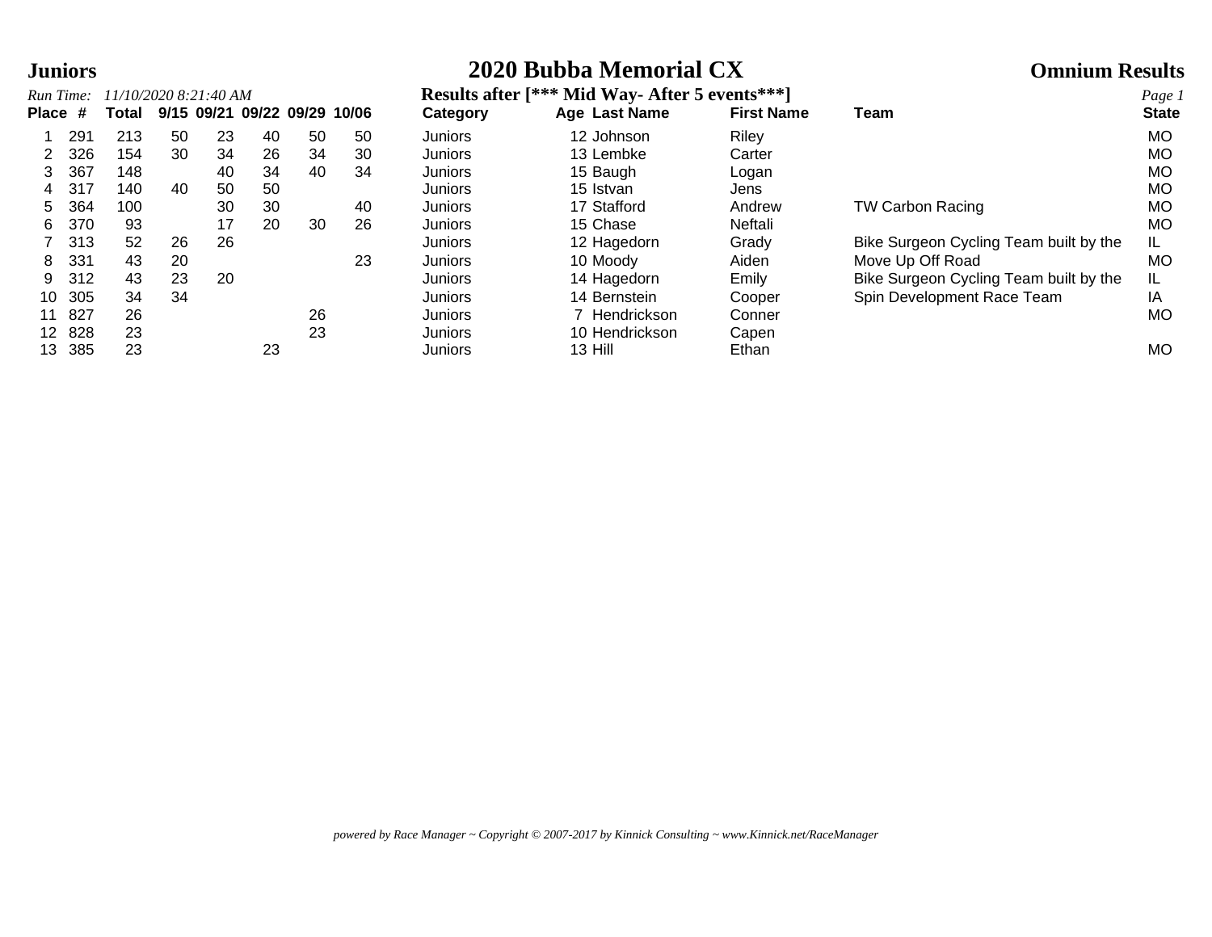# Juniors

# 2020 Bubba Memorial CX

## Omnium Results

*Run Time: 11/10/2020 8:21:40 AM*

**Results after [*** Mid Way- After 5 events***]**

| Place | # | Total | 9/15 | 09/21 | 09/22 | 09/29 | 10/06 | Category | Age | Last Name | First Name | Team | State |
|---|---|---|---|---|---|---|---|---|---|---|---|---|---|
| 1 | 291 | 213 | 50 | 23 | 40 | 50 | 50 | Juniors | 12 | Johnson | Riley | | MO |
| 2 | 326 | 154 | 30 | 34 | 26 | 34 | 30 | Juniors | 13 | Lembke | Carter | | MO |
| 3 | 367 | 148 | | 40 | 34 | 40 | 34 | Juniors | 15 | Baugh | Logan | | MO |
| 4 | 317 | 140 | 40 | 50 | 50 | | | Juniors | 15 | Istvan | Jens | | MO |
| 5 | 364 | 100 | | 30 | 30 | | 40 | Juniors | 17 | Stafford | Andrew | TW Carbon Racing | MO |
| 6 | 370 | 93 | | 17 | 20 | 30 | 26 | Juniors | 15 | Chase | Neftali | | MO |
| 7 | 313 | 52 | 26 | 26 | | | | Juniors | 12 | Hagedorn | Grady | Bike Surgeon Cycling Team built by the | IL |
| 8 | 331 | 43 | 20 | | | | 23 | Juniors | 10 | Moody | Aiden | Move Up Off Road | MO |
| 9 | 312 | 43 | 23 | 20 | | | | Juniors | 14 | Hagedorn | Emily | Bike Surgeon Cycling Team built by the | IL |
| 10 | 305 | 34 | 34 | | | | | Juniors | 14 | Bernstein | Cooper | Spin Development Race Team | IA |
| 11 | 827 | 26 | | | | 26 | | Juniors | 7 | Hendrickson | Conner | | MO |
| 12 | 828 | 23 | | | | 23 | | Juniors | 10 | Hendrickson | Capen | | |
| 13 | 385 | 23 | | | 23 | | | Juniors | 13 | Hill | Ethan | | MO |

*powered by Race Manager ~ Copyright © 2007-2017 by Kinnick Consulting ~ www.Kinnick.net/RaceManager*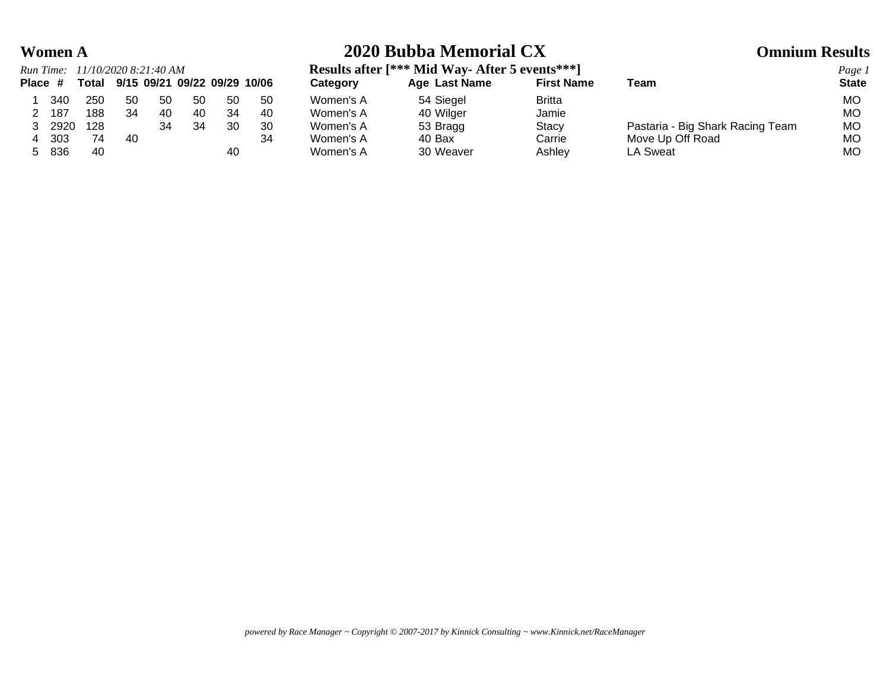# 2020 Bubba Memorial CX

## Women A

**Omnium Results**

*Run Time: 11/10/2020 8:21:40 AM*

**Results after [*** Mid Way- After 5 events***]**

| Place | # | Total | 9/15 | 09/21 | 09/22 | 09/29 | 10/06 | Category | Age | Last Name | First Name | Team | State |
|---|---|---|---|---|---|---|---|---|---|---|---|---|---|
| 1 | 340 | 250 | 50 | 50 | 50 | 50 | 50 | Women's A | 54 | Siegel | Britta | | MO |
| 2 | 187 | 188 | 34 | 40 | 40 | 34 | 40 | Women's A | 40 | Wilger | Jamie | | MO |
| 3 | 2920 | 128 | | 34 | 34 | 30 | 30 | Women's A | 53 | Bragg | Stacy | Pastaria - Big Shark Racing Team | MO |
| 4 | 303 | 74 | 40 | | | | 34 | Women's A | 40 | Bax | Carrie | Move Up Off Road | MO |
| 5 | 836 | 40 | | | | 40 | | Women's A | 30 | Weaver | Ashley | LA Sweat | MO |

*powered by Race Manager ~ Copyright © 2007-2017 by Kinnick Consulting ~ www.Kinnick.net/RaceManager*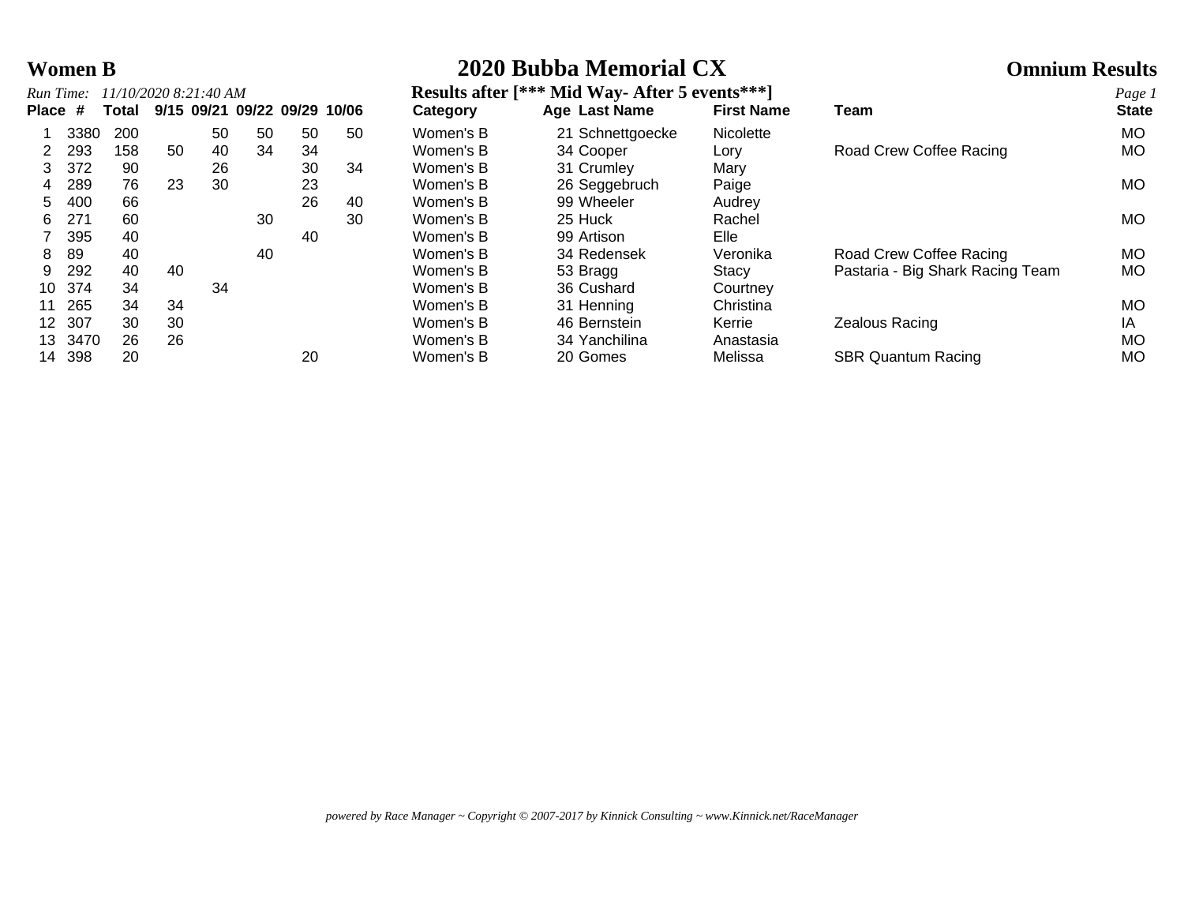**Women B**

# 2020 Bubba Memorial CX

**Omnium Results**

*Run Time: 11/10/2020 8:21:40 AM*

**Results after [*** Mid Way- After 5 events***]**

| Place | # | Total | 9/15 | 09/21 | 09/22 | 09/29 | 10/06 | Category | Age | Last Name | First Name | Team | State |
|---|---|---|---|---|---|---|---|---|---|---|---|---|---|
| 1 | 3380 | 200 | | 50 | 50 | 50 | 50 | Women's B | 21 | Schnettgoecke | Nicolette | | MO |
| 2 | 293 | 158 | 50 | 40 | 34 | 34 | | Women's B | 34 | Cooper | Lory | Road Crew Coffee Racing | MO |
| 3 | 372 | 90 | | 26 | | 30 | 34 | Women's B | 31 | Crumley | Mary | | |
| 4 | 289 | 76 | 23 | 30 | | 23 | | Women's B | 26 | Seggebruch | Paige | | MO |
| 5 | 400 | 66 | | | | 26 | 40 | Women's B | 99 | Wheeler | Audrey | | |
| 6 | 271 | 60 | | | 30 | | 30 | Women's B | 25 | Huck | Rachel | | MO |
| 7 | 395 | 40 | | | | 40 | | Women's B | 99 | Artison | Elle | | |
| 8 | 89 | 40 | | | 40 | | | Women's B | 34 | Redensek | Veronika | Road Crew Coffee Racing | MO |
| 9 | 292 | 40 | 40 | | | | | Women's B | 53 | Bragg | Stacy | Pastaria - Big Shark Racing Team | MO |
| 10 | 374 | 34 | | 34 | | | | Women's B | 36 | Cushard | Courtney | | |
| 11 | 265 | 34 | 34 | | | | | Women's B | 31 | Henning | Christina | | MO |
| 12 | 307 | 30 | 30 | | | | | Women's B | 46 | Bernstein | Kerrie | Zealous Racing | IA |
| 13 | 3470 | 26 | 26 | | | | | Women's B | 34 | Yanchilina | Anastasia | | MO |
| 14 | 398 | 20 | | | | 20 | | Women's B | 20 | Gomes | Melissa | SBR Quantum Racing | MO |

*powered by Race Manager ~ Copyright © 2007-2017 by Kinnick Consulting ~ www.Kinnick.net/RaceManager*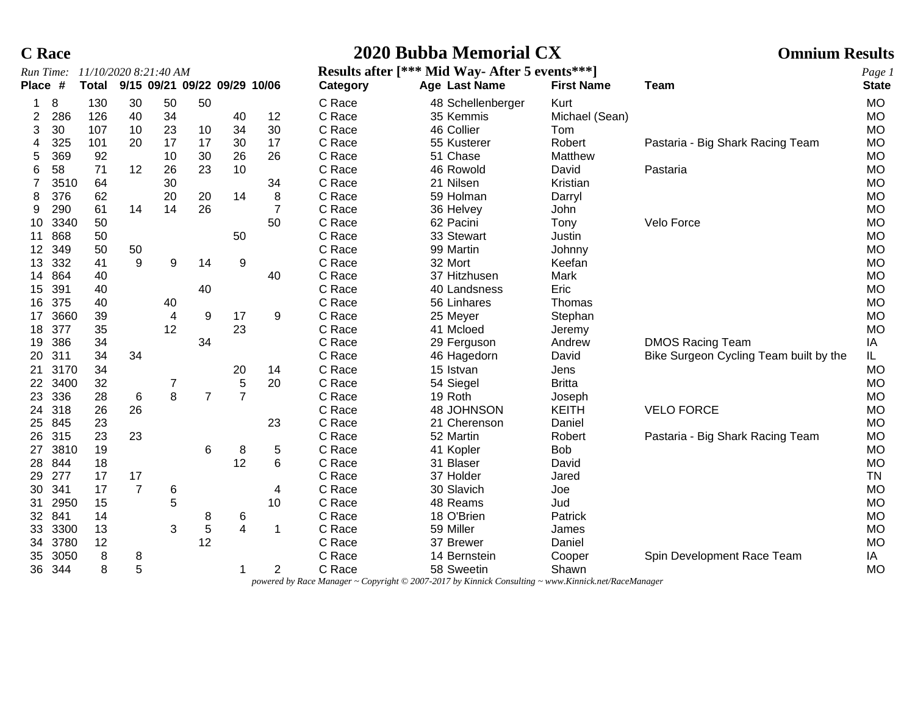# C Race

# 2020 Bubba Memorial CX

## Omnium Results

*Run Time: 11/10/2020 8:21:40 AM*

**Results after [*** Mid Way- After 5 events***]**

| Place | # | Total | 9/15 | 09/21 | 09/22 | 09/29 | 10/06 | Category | Age | Last Name | First Name | Team | State |
|---|---|---|---|---|---|---|---|---|---|---|---|---|---|
| 1 | 8 | 130 | 30 | 50 | 50 | | | C Race | 48 | Schellenberger | Kurt | | MO |
| 2 | 286 | 126 | 40 | 34 | | 40 | 12 | C Race | 35 | Kemmis | Michael (Sean) | | MO |
| 3 | 30 | 107 | 10 | 23 | 10 | 34 | 30 | C Race | 46 | Collier | Tom | | MO |
| 4 | 325 | 101 | 20 | 17 | 17 | 30 | 17 | C Race | 55 | Kusterer | Robert | Pastaria - Big Shark Racing Team | MO |
| 5 | 369 | 92 | | 10 | 30 | 26 | 26 | C Race | 51 | Chase | Matthew | | MO |
| 6 | 58 | 71 | 12 | 26 | 23 | 10 | | C Race | 46 | Rowold | David | Pastaria | MO |
| 7 | 3510 | 64 | | 30 | | | 34 | C Race | 21 | Nilsen | Kristian | | MO |
| 8 | 376 | 62 | | 20 | 20 | 14 | 8 | C Race | 59 | Holman | Darryl | | MO |
| 9 | 290 | 61 | 14 | 14 | 26 | | 7 | C Race | 36 | Helvey | John | | MO |
| 10 | 3340 | 50 | | | | | 50 | C Race | 62 | Pacini | Tony | Velo Force | MO |
| 11 | 868 | 50 | | | | 50 | | C Race | 33 | Stewart | Justin | | MO |
| 12 | 349 | 50 | 50 | | | | | C Race | 99 | Martin | Johnny | | MO |
| 13 | 332 | 41 | 9 | 9 | 14 | 9 | | C Race | 32 | Mort | Keefan | | MO |
| 14 | 864 | 40 | | | | | 40 | C Race | 37 | Hitzhusen | Mark | | MO |
| 15 | 391 | 40 | | | 40 | | | C Race | 40 | Landsness | Eric | | MO |
| 16 | 375 | 40 | | 40 | | | | C Race | 56 | Linhares | Thomas | | MO |
| 17 | 3660 | 39 | | 4 | 9 | 17 | 9 | C Race | 25 | Meyer | Stephan | | MO |
| 18 | 377 | 35 | | 12 | | 23 | | C Race | 41 | Mcloed | Jeremy | | MO |
| 19 | 386 | 34 | | | 34 | | | C Race | 29 | Ferguson | Andrew | DMOS Racing Team | IA |
| 20 | 311 | 34 | 34 | | | | | C Race | 46 | Hagedorn | David | Bike Surgeon Cycling Team built by the | IL |
| 21 | 3170 | 34 | | | | 20 | 14 | C Race | 15 | Istvan | Jens | | MO |
| 22 | 3400 | 32 | | 7 | | 5 | 20 | C Race | 54 | Siegel | Britta | | MO |
| 23 | 336 | 28 | 6 | 8 | 7 | 7 | | C Race | 19 | Roth | Joseph | | MO |
| 24 | 318 | 26 | 26 | | | | | C Race | 48 | JOHNSON | KEITH | VELO FORCE | MO |
| 25 | 845 | 23 | | | | | 23 | C Race | 21 | Cherenson | Daniel | | MO |
| 26 | 315 | 23 | 23 | | | | | C Race | 52 | Martin | Robert | Pastaria - Big Shark Racing Team | MO |
| 27 | 3810 | 19 | | | 6 | 8 | 5 | C Race | 41 | Kopler | Bob | | MO |
| 28 | 844 | 18 | | | | 12 | 6 | C Race | 31 | Blaser | David | | MO |
| 29 | 277 | 17 | 17 | | | | | C Race | 37 | Holder | Jared | | TN |
| 30 | 341 | 17 | 7 | 6 | | | 4 | C Race | 30 | Slavich | Joe | | MO |
| 31 | 2950 | 15 | | 5 | | | 10 | C Race | 48 | Reams | Jud | | MO |
| 32 | 841 | 14 | | | 8 | 6 | | C Race | 18 | O'Brien | Patrick | | MO |
| 33 | 3300 | 13 | | 3 | 5 | 4 | 1 | C Race | 59 | Miller | James | | MO |
| 34 | 3780 | 12 | | | 12 | | | C Race | 37 | Brewer | Daniel | | MO |
| 35 | 3050 | 8 | 8 | | | | | C Race | 14 | Bernstein | Cooper | Spin Development Race Team | IA |
| 36 | 344 | 8 | 5 | | | 1 | 2 | C Race | 58 | Sweetin | Shawn | | MO |

*powered by Race Manager ~ Copyright © 2007-2017 by Kinnick Consulting ~ www.Kinnick.net/RaceManager*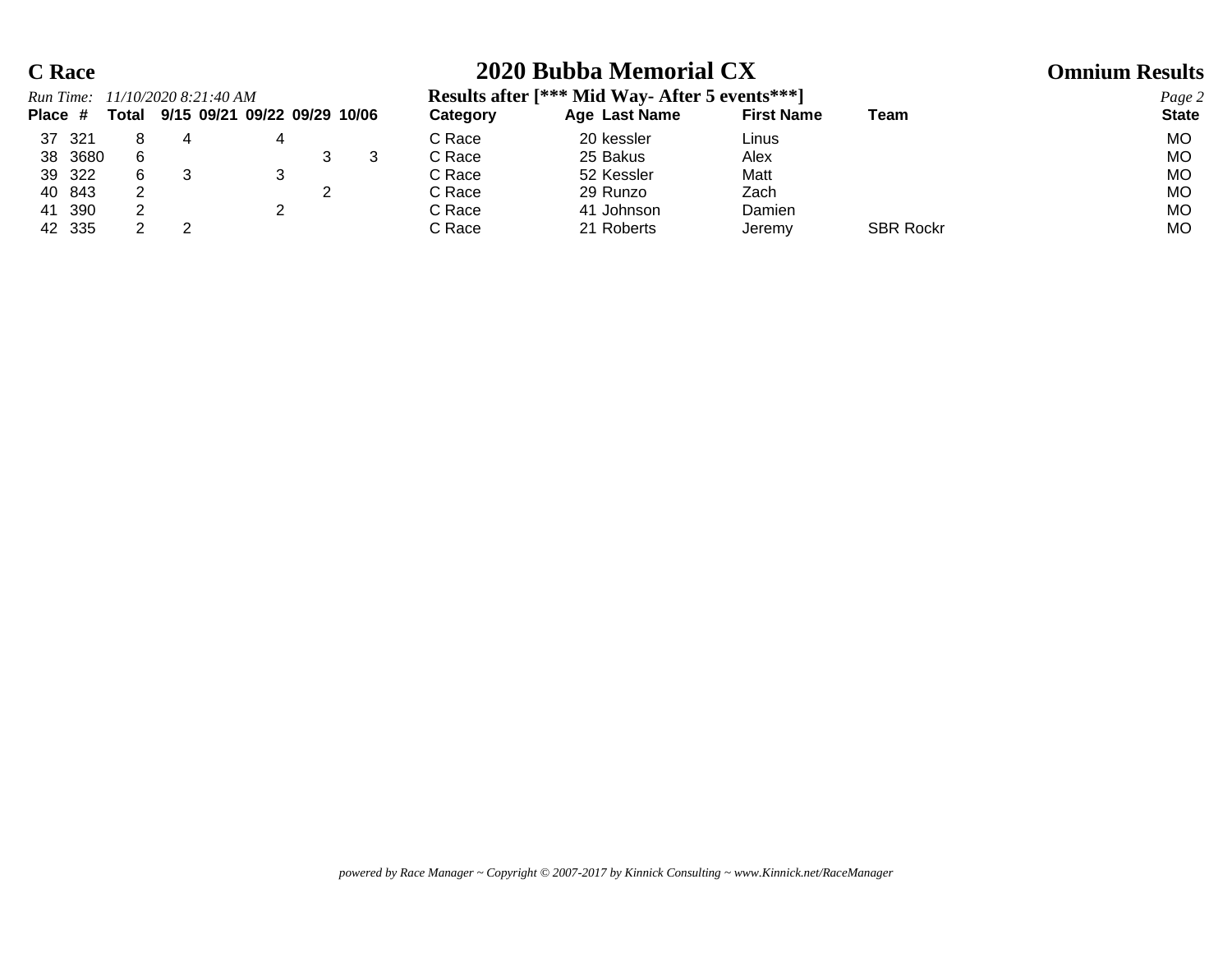# C Race

## 2020 Bubba Memorial CX

### Omnium Results

*Run Time: 11/10/2020 8:21:40 AM*

**Results after [*** Mid Way- After 5 events***]**

| Place | # | Total | 9/15 | 09/21 | 09/22 | 09/29 | 10/06 | Category | Age | Last Name | First Name | Team | State |
|---|---|---|---|---|---|---|---|---|---|---|---|---|---|
| 37 | 321 | 8 | 4 | | 4 | | | C Race | 20 | kessler | Linus | | MO |
| 38 | 3680 | 6 | | | | 3 | 3 | C Race | 25 | Bakus | Alex | | MO |
| 39 | 322 | 6 | 3 | | 3 | | | C Race | 52 | Kessler | Matt | | MO |
| 40 | 843 | 2 | | | | 2 | | C Race | 29 | Runzo | Zach | | MO |
| 41 | 390 | 2 | | | 2 | | | C Race | 41 | Johnson | Damien | | MO |
| 42 | 335 | 2 | 2 | | | | | C Race | 21 | Roberts | Jeremy | SBR Rockr | MO |

*powered by Race Manager ~ Copyright © 2007-2017 by Kinnick Consulting ~ www.Kinnick.net/RaceManager*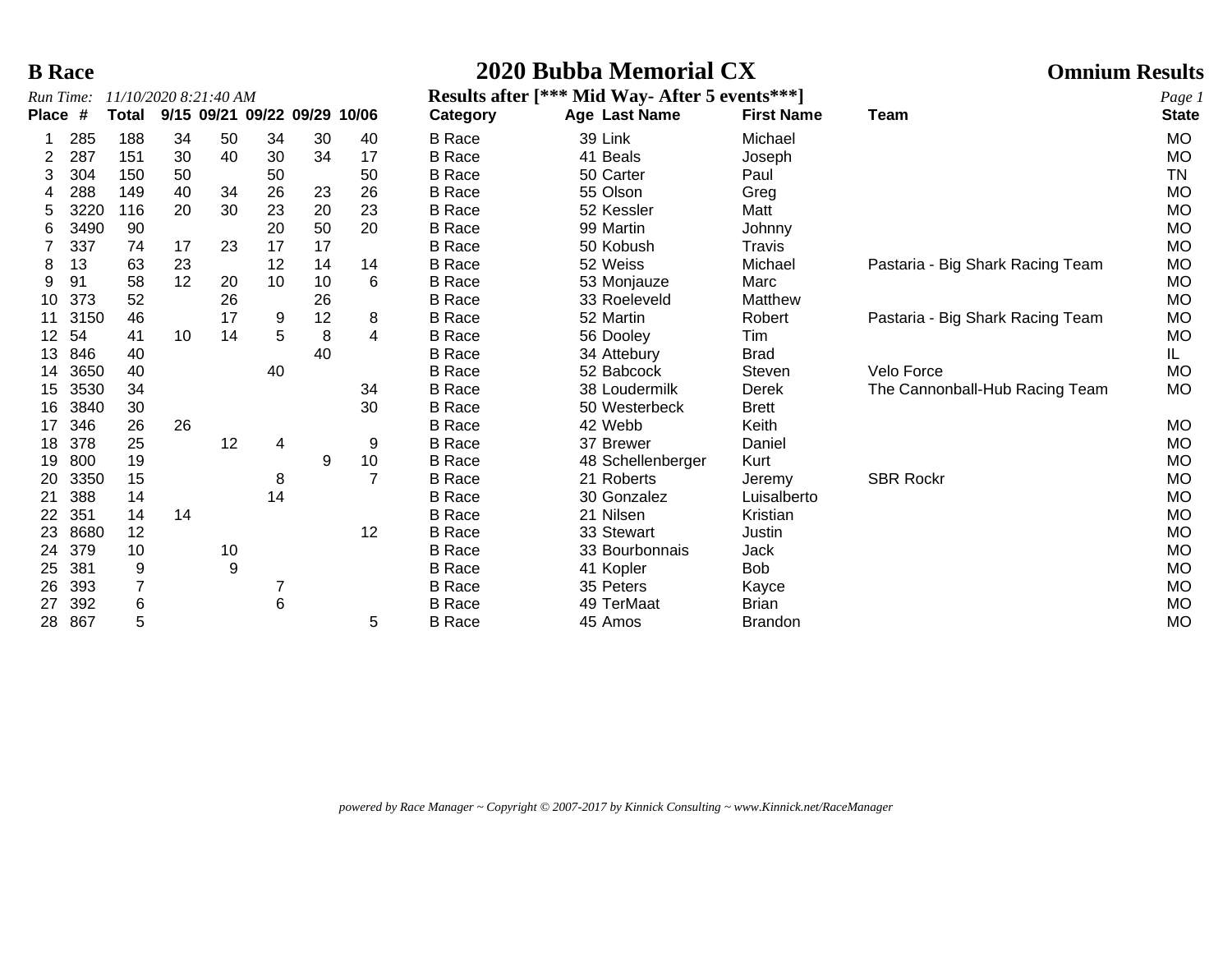**B Race** | **2020 Bubba Memorial CX** | **Omnium Results**

*Run Time: 11/10/2020 8:21:40 AM*

**Results after [*** Mid Way- After 5 events***]**

| Place | # | Total | 9/15 | 09/21 | 09/22 | 09/29 | 10/06 | Category | Age | Last Name | First Name | Team | State |
|---|---|---|---|---|---|---|---|---|---|---|---|---|---|
| 1 | 285 | 188 | 34 | 50 | 34 | 30 | 40 | B Race | 39 | Link | Michael | | MO |
| 2 | 287 | 151 | 30 | 40 | 30 | 34 | 17 | B Race | 41 | Beals | Joseph | | MO |
| 3 | 304 | 150 | 50 | | 50 | | 50 | B Race | 50 | Carter | Paul | | TN |
| 4 | 288 | 149 | 40 | 34 | 26 | 23 | 26 | B Race | 55 | Olson | Greg | | MO |
| 5 | 3220 | 116 | 20 | 30 | 23 | 20 | 23 | B Race | 52 | Kessler | Matt | | MO |
| 6 | 3490 | 90 | | | 20 | 50 | 20 | B Race | 99 | Martin | Johnny | | MO |
| 7 | 337 | 74 | 17 | 23 | 17 | 17 | | B Race | 50 | Kobush | Travis | | MO |
| 8 | 13 | 63 | 23 | | 12 | 14 | 14 | B Race | 52 | Weiss | Michael | Pastaria - Big Shark Racing Team | MO |
| 9 | 91 | 58 | 12 | 20 | 10 | 10 | 6 | B Race | 53 | Monjauze | Marc | | MO |
| 10 | 373 | 52 | | 26 | | 26 | | B Race | 33 | Roeleveld | Matthew | | MO |
| 11 | 3150 | 46 | | 17 | 9 | 12 | 8 | B Race | 52 | Martin | Robert | Pastaria - Big Shark Racing Team | MO |
| 12 | 54 | 41 | 10 | 14 | 5 | 8 | 4 | B Race | 56 | Dooley | Tim | | MO |
| 13 | 846 | 40 | | | | 40 | | B Race | 34 | Attebury | Brad | | IL |
| 14 | 3650 | 40 | | | 40 | | | B Race | 52 | Babcock | Steven | Velo Force | MO |
| 15 | 3530 | 34 | | | | | 34 | B Race | 38 | Loudermilk | Derek | The Cannonball-Hub Racing Team | MO |
| 16 | 3840 | 30 | | | | | 30 | B Race | 50 | Westerbeck | Brett | | |
| 17 | 346 | 26 | 26 | | | | | B Race | 42 | Webb | Keith | | MO |
| 18 | 378 | 25 | | 12 | 4 | | 9 | B Race | 37 | Brewer | Daniel | | MO |
| 19 | 800 | 19 | | | | 9 | 10 | B Race | 48 | Schellenberger | Kurt | | MO |
| 20 | 3350 | 15 | | | 8 | | 7 | B Race | 21 | Roberts | Jeremy | SBR Rockr | MO |
| 21 | 388 | 14 | | | 14 | | | B Race | 30 | Gonzalez | Luisalberto | | MO |
| 22 | 351 | 14 | 14 | | | | | B Race | 21 | Nilsen | Kristian | | MO |
| 23 | 8680 | 12 | | | | | 12 | B Race | 33 | Stewart | Justin | | MO |
| 24 | 379 | 10 | | 10 | | | | B Race | 33 | Bourbonnais | Jack | | MO |
| 25 | 381 | 9 | | 9 | | | | B Race | 41 | Kopler | Bob | | MO |
| 26 | 393 | 7 | | | 7 | | | B Race | 35 | Peters | Kayce | | MO |
| 27 | 392 | 6 | | | 6 | | | B Race | 49 | TerMaat | Brian | | MO |
| 28 | 867 | 5 | | | | | 5 | B Race | 45 | Amos | Brandon | | MO |

*powered by Race Manager ~ Copyright © 2007-2017 by Kinnick Consulting ~ www.Kinnick.net/RaceManager*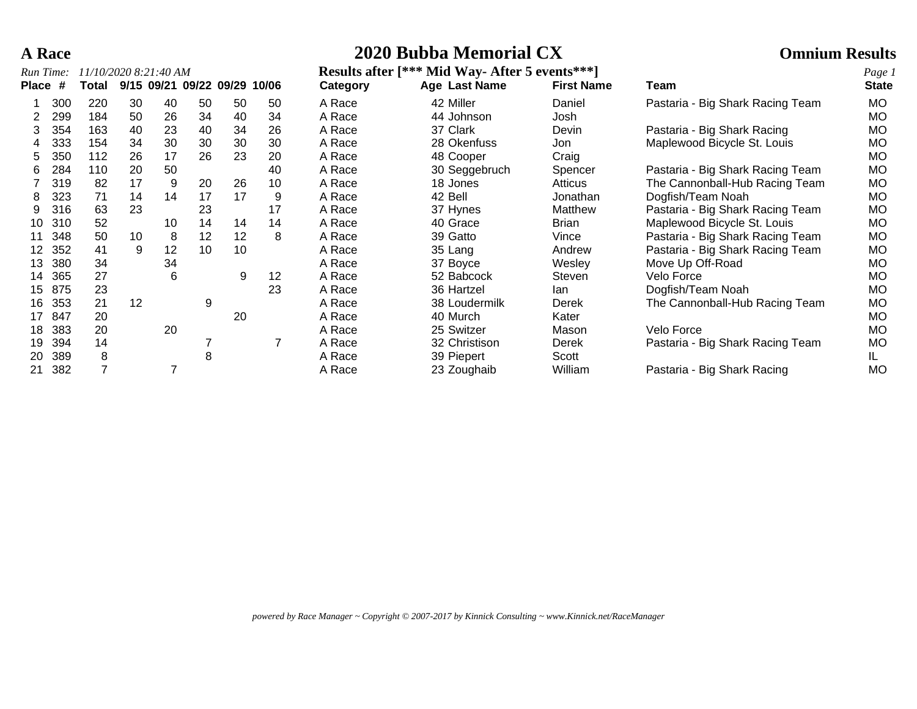**A Race** | **2020 Bubba Memorial CX** | **Omnium Results**

*Run Time: 11/10/2020 8:21:40 AM*

**Results after [*** Mid Way- After 5 events***]**

| Place | # | Total | 9/15 | 09/21 | 09/22 | 09/29 | 10/06 | Category | Age | Last Name | First Name | Team | State |
|---|---|---|---|---|---|---|---|---|---|---|---|---|---|
| 1 | 300 | 220 | 30 | 40 | 50 | 50 | 50 | A Race | 42 | Miller | Daniel | Pastaria - Big Shark Racing Team | MO |
| 2 | 299 | 184 | 50 | 26 | 34 | 40 | 34 | A Race | 44 | Johnson | Josh | | MO |
| 3 | 354 | 163 | 40 | 23 | 40 | 34 | 26 | A Race | 37 | Clark | Devin | Pastaria - Big Shark Racing | MO |
| 4 | 333 | 154 | 34 | 30 | 30 | 30 | 30 | A Race | 28 | Okenfuss | Jon | Maplewood Bicycle St. Louis | MO |
| 5 | 350 | 112 | 26 | 17 | 26 | 23 | 20 | A Race | 48 | Cooper | Craig | | MO |
| 6 | 284 | 110 | 20 | 50 | | | 40 | A Race | 30 | Seggebruch | Spencer | Pastaria - Big Shark Racing Team | MO |
| 7 | 319 | 82 | 17 | 9 | 20 | 26 | 10 | A Race | 18 | Jones | Atticus | The Cannonball-Hub Racing Team | MO |
| 8 | 323 | 71 | 14 | 14 | 17 | 17 | 9 | A Race | 42 | Bell | Jonathan | Dogfish/Team Noah | MO |
| 9 | 316 | 63 | 23 | | 23 | | 17 | A Race | 37 | Hynes | Matthew | Pastaria - Big Shark Racing Team | MO |
| 10 | 310 | 52 | | 10 | 14 | 14 | 14 | A Race | 40 | Grace | Brian | Maplewood Bicycle St. Louis | MO |
| 11 | 348 | 50 | 10 | 8 | 12 | 12 | 8 | A Race | 39 | Gatto | Vince | Pastaria - Big Shark Racing Team | MO |
| 12 | 352 | 41 | 9 | 12 | 10 | 10 | | A Race | 35 | Lang | Andrew | Pastaria - Big Shark Racing Team | MO |
| 13 | 380 | 34 | | 34 | | | | A Race | 37 | Boyce | Wesley | Move Up Off-Road | MO |
| 14 | 365 | 27 | | 6 | | 9 | 12 | A Race | 52 | Babcock | Steven | Velo Force | MO |
| 15 | 875 | 23 | | | | | 23 | A Race | 36 | Hartzel | Ian | Dogfish/Team Noah | MO |
| 16 | 353 | 21 | 12 | | 9 | | | A Race | 38 | Loudermilk | Derek | The Cannonball-Hub Racing Team | MO |
| 17 | 847 | 20 | | | | 20 | | A Race | 40 | Murch | Kater | | MO |
| 18 | 383 | 20 | | 20 | | | | A Race | 25 | Switzer | Mason | Velo Force | MO |
| 19 | 394 | 14 | | | 7 | | 7 | A Race | 32 | Christison | Derek | Pastaria - Big Shark Racing Team | MO |
| 20 | 389 | 8 | | | 8 | | | A Race | 39 | Piepert | Scott | | IL |
| 21 | 382 | 7 | | 7 | | | | A Race | 23 | Zoughaib | William | Pastaria - Big Shark Racing | MO |

*powered by Race Manager ~ Copyright © 2007-2017 by Kinnick Consulting ~ www.Kinnick.net/RaceManager*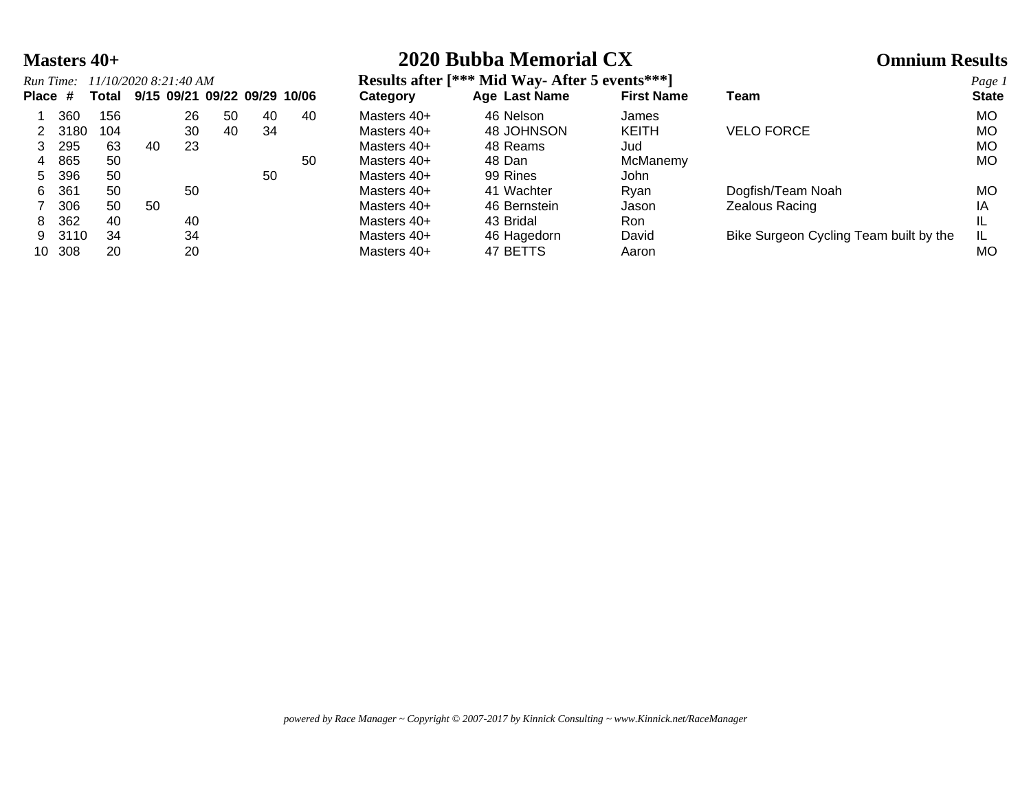# Masters 40+ — 2020 Bubba Memorial CX — Omnium Results

*Run Time: 11/10/2020 8:21:40 AM*

**Results after [*** Mid Way- After 5 events***]**

| Place | # | Total | 9/15 | 09/21 | 09/22 | 09/29 | 10/06 | Category | Age | Last Name | First Name | Team | State |
|---|---|---|---|---|---|---|---|---|---|---|---|---|---|
| 1 | 360 | 156 | | 26 | 50 | 40 | 40 | Masters 40+ | 46 | Nelson | James | | MO |
| 2 | 3180 | 104 | | 30 | 40 | 34 | | Masters 40+ | 48 | JOHNSON | KEITH | VELO FORCE | MO |
| 3 | 295 | 63 | 40 | 23 | | | | Masters 40+ | 48 | Reams | Jud | | MO |
| 4 | 865 | 50 | | | | | 50 | Masters 40+ | 48 | Dan | McManemy | | MO |
| 5 | 396 | 50 | | | | 50 | | Masters 40+ | 99 | Rines | John | | |
| 6 | 361 | 50 | | 50 | | | | Masters 40+ | 41 | Wachter | Ryan | Dogfish/Team Noah | MO |
| 7 | 306 | 50 | 50 | | | | | Masters 40+ | 46 | Bernstein | Jason | Zealous Racing | IA |
| 8 | 362 | 40 | | 40 | | | | Masters 40+ | 43 | Bridal | Ron | | IL |
| 9 | 3110 | 34 | | 34 | | | | Masters 40+ | 46 | Hagedorn | David | Bike Surgeon Cycling Team built by the | IL |
| 10 | 308 | 20 | | 20 | | | | Masters 40+ | 47 | BETTS | Aaron | | MO |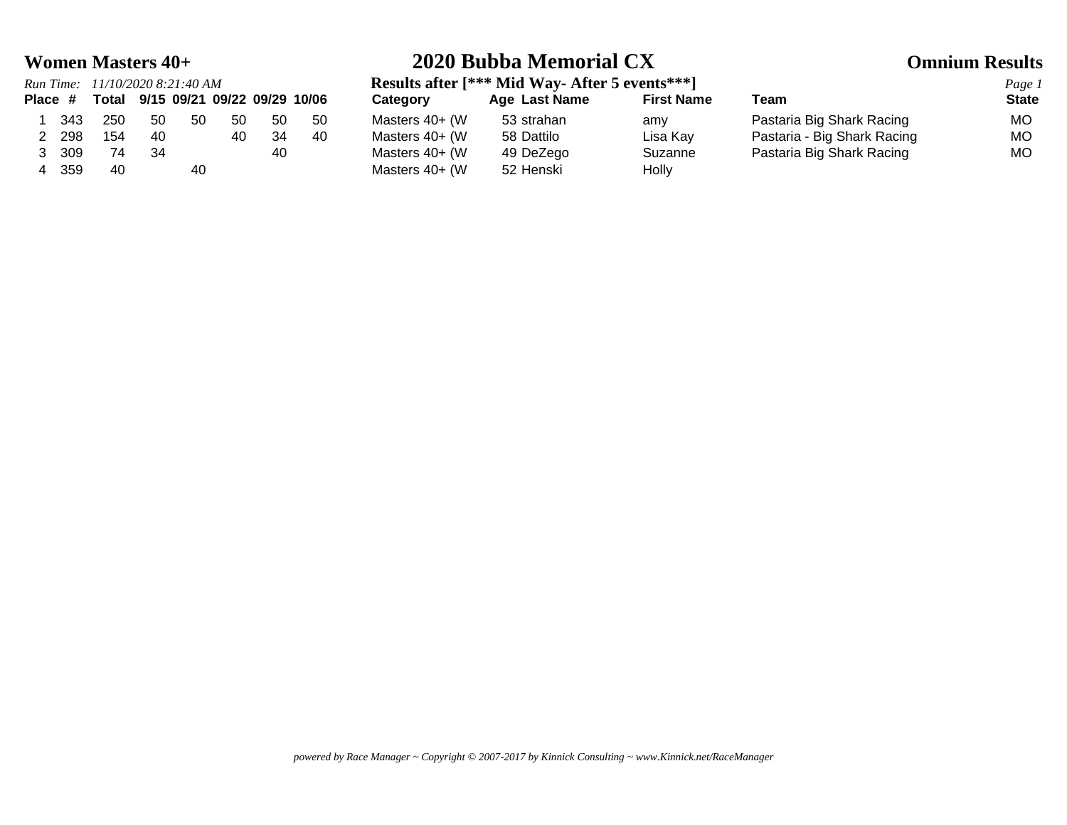**Women Masters 40+** | **2020 Bubba Memorial CX** | **Omnium Results**

*Run Time: 11/10/2020 8:21:40 AM*

**Results after [*** Mid Way- After 5 events***]**

| Place | # | Total | 9/15 | 09/21 | 09/22 | 09/29 | 10/06 | Category | Age | Last Name | First Name | Team | State |
|---|---|---|---|---|---|---|---|---|---|---|---|---|---|
| 1 | 343 | 250 | 50 | 50 | 50 | 50 | 50 | Masters 40+ (W | 53 | strahan | amy | Pastaria Big Shark Racing | MO |
| 2 | 298 | 154 | 40 | | 40 | 34 | 40 | Masters 40+ (W | 58 | Dattilo | Lisa Kay | Pastaria - Big Shark Racing | MO |
| 3 | 309 | 74 | 34 | | | 40 | | Masters 40+ (W | 49 | DeZego | Suzanne | Pastaria Big Shark Racing | MO |
| 4 | 359 | 40 | | 40 | | | | Masters 40+ (W | 52 | Henski | Holly | | |

*powered by Race Manager ~ Copyright © 2007-2017 by Kinnick Consulting ~ www.Kinnick.net/RaceManager*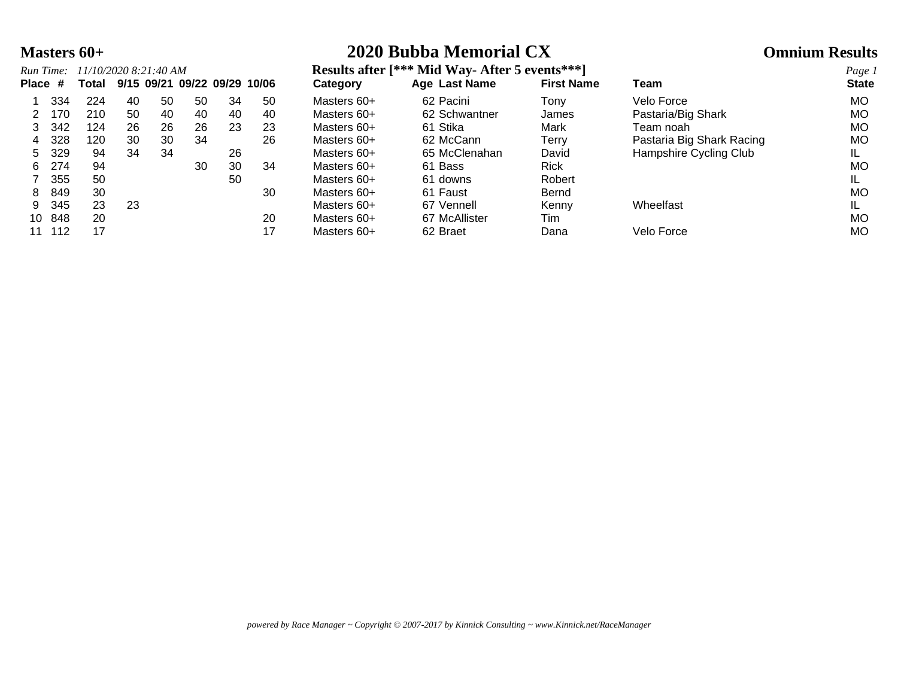# Masters 60+

# 2020 Bubba Memorial CX

# Omnium Results

*Run Time: 11/10/2020 8:21:40 AM*

**Results after [*** Mid Way- After 5 events***]**

| Place | # | Total | 9/15 | 09/21 | 09/22 | 09/29 | 10/06 | Category | Age | Last Name | First Name | Team | State |
|---|---|---|---|---|---|---|---|---|---|---|---|---|---|
| 1 | 334 | 224 | 40 | 50 | 50 | 34 | 50 | Masters 60+ | 62 | Pacini | Tony | Velo Force | MO |
| 2 | 170 | 210 | 50 | 40 | 40 | 40 | 40 | Masters 60+ | 62 | Schwantner | James | Pastaria/Big Shark | MO |
| 3 | 342 | 124 | 26 | 26 | 26 | 23 | 23 | Masters 60+ | 61 | Stika | Mark | Team noah | MO |
| 4 | 328 | 120 | 30 | 30 | 34 | | 26 | Masters 60+ | 62 | McCann | Terry | Pastaria Big Shark Racing | MO |
| 5 | 329 | 94 | 34 | 34 | | 26 | | Masters 60+ | 65 | McClenahan | David | Hampshire Cycling Club | IL |
| 6 | 274 | 94 | | | 30 | 30 | 34 | Masters 60+ | 61 | Bass | Rick | | MO |
| 7 | 355 | 50 | | | | 50 | | Masters 60+ | 61 | downs | Robert | | IL |
| 8 | 849 | 30 | | | | | 30 | Masters 60+ | 61 | Faust | Bernd | | MO |
| 9 | 345 | 23 | 23 | | | | | Masters 60+ | 67 | Vennell | Kenny | Wheelfast | IL |
| 10 | 848 | 20 | | | | | 20 | Masters 60+ | 67 | McAllister | Tim | | MO |
| 11 | 112 | 17 | | | | | 17 | Masters 60+ | 62 | Braet | Dana | Velo Force | MO |

*powered by Race Manager ~ Copyright © 2007-2017 by Kinnick Consulting ~ www.Kinnick.net/RaceManager*